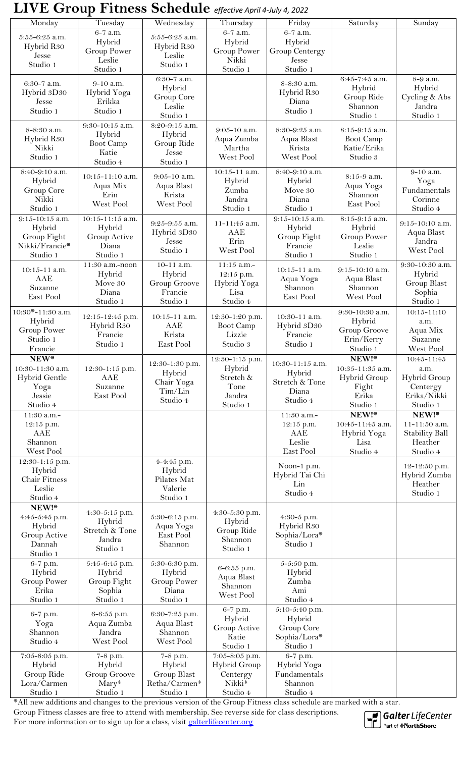# LIVE Group Fitness Schedule *effective April 4-July 4, 2022*

| Monday | Tuesday | Wednesday | Thursday | Friday | Saturday | Sunday |
|---|---|---|---|---|---|---|
| 5:55-6:25 a.m. Hybrid R30 Jesse Studio 1 | 6-7 a.m. Hybrid Group Power Leslie Studio 1 | 5:55-6:25 a.m. Hybrid R30 Leslie Studio 1 | 6-7 a.m. Hybrid Group Power Nikki Studio 1 | 6-7 a.m. Hybrid Group Centergy Jesse Studio 1 | | |
| 6:30-7 a.m. Hybrid 3D30 Jesse Studio 1 | 9-10 a.m. Hybrid Yoga Erikka Studio 1 | 6:30-7 a.m. Hybrid Group Core Leslie Studio 1 | | 8-8:30 a.m. Hybrid R30 Diana Studio 1 | 6:45-7:45 a.m. Hybrid Group Ride Shannon Studio 1 | 8-9 a.m. Hybrid Cycling & Abs Jandra Studio 1 |
| 8-8:30 a.m. Hybrid R30 Nikki Studio 1 | 9:30-10:15 a.m. Hybrid Boot Camp Katie Studio 4 | 8:20-9:15 a.m. Hybrid Group Ride Jesse Studio 1 | 9:05-10 a.m. Aqua Zumba Martha West Pool | 8:30-9:25 a.m. Aqua Blast Krista West Pool | 8:15-9:15 a.m. Boot Camp Katie/Erika Studio 3 | |
| 8:40-9:10 a.m. Hybrid Group Core Nikki Studio 1 | 10:15-11:10 a.m. Aqua Mix Erin West Pool | 9:05-10 a.m. Aqua Blast Krista West Pool | 10:15-11 a.m. Hybrid Zumba Jandra Studio 1 | 8:40-9:10 a.m. Hybrid Move 30 Diana Studio 1 | 8:15-9 a.m. Aqua Yoga Shannon East Pool | 9-10 a.m. Yoga Fundamentals Corinne Studio 4 |
| 9:15-10:15 a.m. Hybrid Group Fight Nikki/Francie* Studio 1 | 10:15-11:15 a.m. Hybrid Group Active Diana Studio 1 | 9:25-9:55 a.m. Hybrid 3D30 Jesse Studio 1 | 11-11:45 a.m. AAE Erin West Pool | 9:15-10:15 a.m. Hybrid Group Fight Francie Studio 1 | 8:15-9:15 a.m. Hybrid Group Power Leslie Studio 1 | 9:15-10:10 a.m. Aqua Blast Jandra West Pool |
| 10:15-11 a.m. AAE Suzanne East Pool | 11:30 a.m.-noon Hybrid Move 30 Diana Studio 1 | 10-11 a.m. Hybrid Group Groove Francie Studio 1 | 11:15 a.m.-12:15 p.m. Hybrid Yoga Lisa Studio 4 | 10:15-11 a.m. Aqua Yoga Shannon East Pool | 9:15-10:10 a.m. Aqua Blast Shannon West Pool | 9:30-10:30 a.m. Hybrid Group Blast Sophia Studio 1 |
| 10:30*-11:30 a.m. Hybrid Group Power Studio 1 Francie | 12:15-12:45 p.m. Hybrid R30 Francie Studio 1 | 10:15-11 a.m. AAE Krista East Pool | 12:30-1:20 p.m. Boot Camp Lizzie Studio 3 | 10:30-11 a.m. Hybrid 3D30 Francie Studio 1 | 9:30-10:30 a.m. Hybrid Group Groove Erin/Kerry Studio 1 | 10:15-11:10 a.m. Aqua Mix Suzanne West Pool |
| **NEW*** 10:30-11:30 a.m. Hybrid Gentle Yoga Jessie Studio 4 | 12:30-1:15 p.m. AAE Suzanne East Pool | 12:30-1:30 p.m. Hybrid Chair Yoga Tim/Lin Studio 4 | 12:30-1:15 p.m. Hybrid Stretch & Tone Jandra Studio 1 | 10:30-11:15 a.m. Hybrid Stretch & Tone Diana Studio 4 | **NEW!*** 10:35-11:35 a.m. Hybrid Group Fight Erika Studio 1 | 10:45-11:45 a.m. Hybrid Group Centergy Erika/Nikki Studio 1 |
| 11:30 a.m.-12:15 p.m. AAE Shannon West Pool | | | | 11:30 a.m.-12:15 p.m. AAE Leslie East Pool | **NEW!*** 10:45-11:45 a.m. Hybrid Yoga Lisa Studio 4 | **NEW!*** 11-11:50 a.m. Stability Ball Heather Studio 4 |
| 12:30-1:15 p.m. Hybrid Chair Fitness Leslie Studio 4 | | 4-4:45 p.m. Hybrid Pilates Mat Valerie Studio 1 | | Noon-1 p.m. Hybrid Tai Chi Lin Studio 4 | | 12-12:50 p.m. Hybrid Zumba Heather Studio 1 |
| **NEW!*** 4:45-5:45 p.m. Hybrid Group Active Dannah Studio 1 | 4:30-5:15 p.m. Hybrid Stretch & Tone Jandra Studio 1 | 5:30-6:15 p.m. Aqua Yoga East Pool Shannon | 4:30-5:30 p.m. Hybrid Group Ride Shannon Studio 1 | 4:30-5 p.m. Hybrid R30 Sophia/Lora* Studio 1 | | |
| 6-7 p.m. Hybrid Group Power Erika Studio 1 | 5:45-6:45 p.m. Hybrid Group Fight Sophia Studio 1 | 5:30-6:30 p.m. Hybrid Group Power Diana Studio 1 | 6-6:55 p.m. Aqua Blast Shannon West Pool | 5-5:50 p.m. Hybrid Zumba Ami Studio 4 | | |
| 6-7 p.m. Yoga Shannon Studio 4 | 6-6:55 p.m. Aqua Zumba Jandra West Pool | 6:30-7:25 p.m. Aqua Blast Shannon West Pool | 6-7 p.m. Hybrid Group Active Katie Studio 1 | 5:10-5:40 p.m. Hybrid Group Core Sophia/Lora* Studio 1 | | |
| 7:05-8:05 p.m. Hybrid Group Ride Lora/Carmen Studio 1 | 7-8 p.m. Hybrid Group Groove Mary* Studio 1 | 7-8 p.m. Hybrid Group Blast Retha/Carmen* Studio 1 | 7:05-8:05 p.m. Hybrid Group Centergy Nikki* Studio 4 | 6-7 p.m. Hybrid Yoga Fundamentals Shannon Studio 4 | | |

*All new additions and changes to the previous version of the Group Fitness class schedule are marked with a star.

Group Fitness classes are free to attend with membership. See reverse side for class descriptions.

For more information or to sign up for a class, visit galterlifecenter.org

Galter LifeCenter Part of NorthShore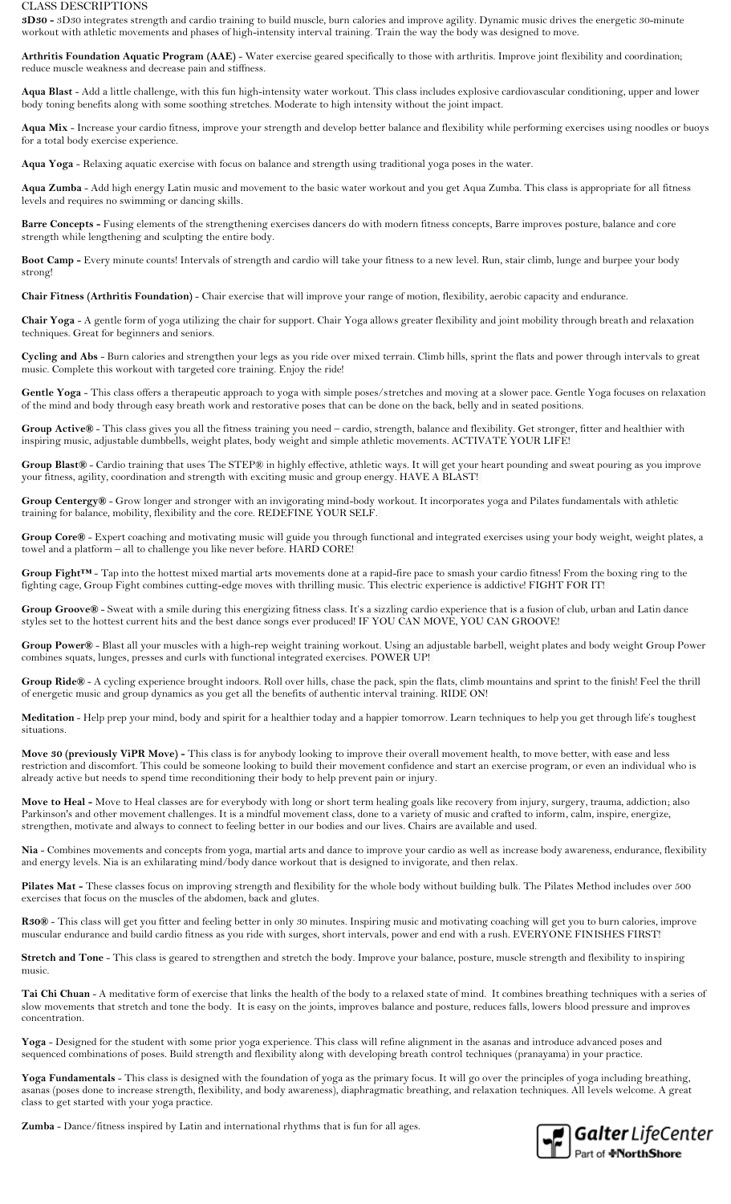CLASS DESCRIPTIONS

**3D30 -** 3D30 integrates strength and cardio training to build muscle, burn calories and improve agility. Dynamic music drives the energetic 30-minute workout with athletic movements and phases of high-intensity interval training. Train the way the body was designed to move.

**Arthritis Foundation Aquatic Program (AAE)** - Water exercise geared specifically to those with arthritis. Improve joint flexibility and coordination; reduce muscle weakness and decrease pain and stiffness.

**Aqua Blast** - Add a little challenge, with this fun high-intensity water workout. This class includes explosive cardiovascular conditioning, upper and lower body toning benefits along with some soothing stretches. Moderate to high intensity without the joint impact.

**Aqua Mix** - Increase your cardio fitness, improve your strength and develop better balance and flexibility while performing exercises using noodles or buoys for a total body exercise experience.

**Aqua Yoga** - Relaxing aquatic exercise with focus on balance and strength using traditional yoga poses in the water.

**Aqua Zumba** - Add high energy Latin music and movement to the basic water workout and you get Aqua Zumba. This class is appropriate for all fitness levels and requires no swimming or dancing skills.

**Barre Concepts -** Fusing elements of the strengthening exercises dancers do with modern fitness concepts, Barre improves posture, balance and core strength while lengthening and sculpting the entire body.

**Boot Camp -** Every minute counts! Intervals of strength and cardio will take your fitness to a new level. Run, stair climb, lunge and burpee your body strong!

**Chair Fitness (Arthritis Foundation)** - Chair exercise that will improve your range of motion, flexibility, aerobic capacity and endurance.

**Chair Yoga** - A gentle form of yoga utilizing the chair for support. Chair Yoga allows greater flexibility and joint mobility through breath and relaxation techniques. Great for beginners and seniors.

**Cycling and Abs** - Burn calories and strengthen your legs as you ride over mixed terrain. Climb hills, sprint the flats and power through intervals to great music. Complete this workout with targeted core training. Enjoy the ride!

**Gentle Yoga** - This class offers a therapeutic approach to yoga with simple poses/stretches and moving at a slower pace. Gentle Yoga focuses on relaxation of the mind and body through easy breath work and restorative poses that can be done on the back, belly and in seated positions.

**Group Active®** - This class gives you all the fitness training you need – cardio, strength, balance and flexibility. Get stronger, fitter and healthier with inspiring music, adjustable dumbbells, weight plates, body weight and simple athletic movements. ACTIVATE YOUR LIFE!

**Group Blast®** - Cardio training that uses The STEP® in highly effective, athletic ways. It will get your heart pounding and sweat pouring as you improve your fitness, agility, coordination and strength with exciting music and group energy. HAVE A BLAST!

**Group Centergy®** - Grow longer and stronger with an invigorating mind-body workout. It incorporates yoga and Pilates fundamentals with athletic training for balance, mobility, flexibility and the core. REDEFINE YOUR SELF.

**Group Core®** - Expert coaching and motivating music will guide you through functional and integrated exercises using your body weight, weight plates, a towel and a platform – all to challenge you like never before. HARD CORE!

**Group Fight™** - Tap into the hottest mixed martial arts movements done at a rapid-fire pace to smash your cardio fitness! From the boxing ring to the fighting cage, Group Fight combines cutting-edge moves with thrilling music. This electric experience is addictive! FIGHT FOR IT!

**Group Groove®** - Sweat with a smile during this energizing fitness class. It's a sizzling cardio experience that is a fusion of club, urban and Latin dance styles set to the hottest current hits and the best dance songs ever produced! IF YOU CAN MOVE, YOU CAN GROOVE!

**Group Power®** - Blast all your muscles with a high-rep weight training workout. Using an adjustable barbell, weight plates and body weight Group Power combines squats, lunges, presses and curls with functional integrated exercises. POWER UP!

**Group Ride®** - A cycling experience brought indoors. Roll over hills, chase the pack, spin the flats, climb mountains and sprint to the finish! Feel the thrill of energetic music and group dynamics as you get all the benefits of authentic interval training. RIDE ON!

**Meditation** - Help prep your mind, body and spirit for a healthier today and a happier tomorrow. Learn techniques to help you get through life's toughest situations.

**Move 30 (previously ViPR Move) -** This class is for anybody looking to improve their overall movement health, to move better, with ease and less restriction and discomfort. This could be someone looking to build their movement confidence and start an exercise program, or even an individual who is already active but needs to spend time reconditioning their body to help prevent pain or injury.

**Move to Heal -** Move to Heal classes are for everybody with long or short term healing goals like recovery from injury, surgery, trauma, addiction; also Parkinson's and other movement challenges. It is a mindful movement class, done to a variety of music and crafted to inform, calm, inspire, energize, strengthen, motivate and always to connect to feeling better in our bodies and our lives. Chairs are available and used.

**Nia** - Combines movements and concepts from yoga, martial arts and dance to improve your cardio as well as increase body awareness, endurance, flexibility and energy levels. Nia is an exhilarating mind/body dance workout that is designed to invigorate, and then relax.

**Pilates Mat -** These classes focus on improving strength and flexibility for the whole body without building bulk. The Pilates Method includes over 500 exercises that focus on the muscles of the abdomen, back and glutes.

**R30®** - This class will get you fitter and feeling better in only 30 minutes. Inspiring music and motivating coaching will get you to burn calories, improve muscular endurance and build cardio fitness as you ride with surges, short intervals, power and end with a rush. EVERYONE FINISHES FIRST!

**Stretch and Tone** - This class is geared to strengthen and stretch the body. Improve your balance, posture, muscle strength and flexibility to inspiring music.

**Tai Chi Chuan** - A meditative form of exercise that links the health of the body to a relaxed state of mind. It combines breathing techniques with a series of slow movements that stretch and tone the body. It is easy on the joints, improves balance and posture, reduces falls, lowers blood pressure and improves concentration.

**Yoga** - Designed for the student with some prior yoga experience. This class will refine alignment in the asanas and introduce advanced poses and sequenced combinations of poses. Build strength and flexibility along with developing breath control techniques (pranayama) in your practice.

**Yoga Fundamentals** - This class is designed with the foundation of yoga as the primary focus. It will go over the principles of yoga including breathing, asanas (poses done to increase strength, flexibility, and body awareness), diaphragmatic breathing, and relaxation techniques. All levels welcome. A great class to get started with your yoga practice.

**Zumba** - Dance/fitness inspired by Latin and international rhythms that is fun for all ages.

Galter LifeCenter
Part of NorthShore